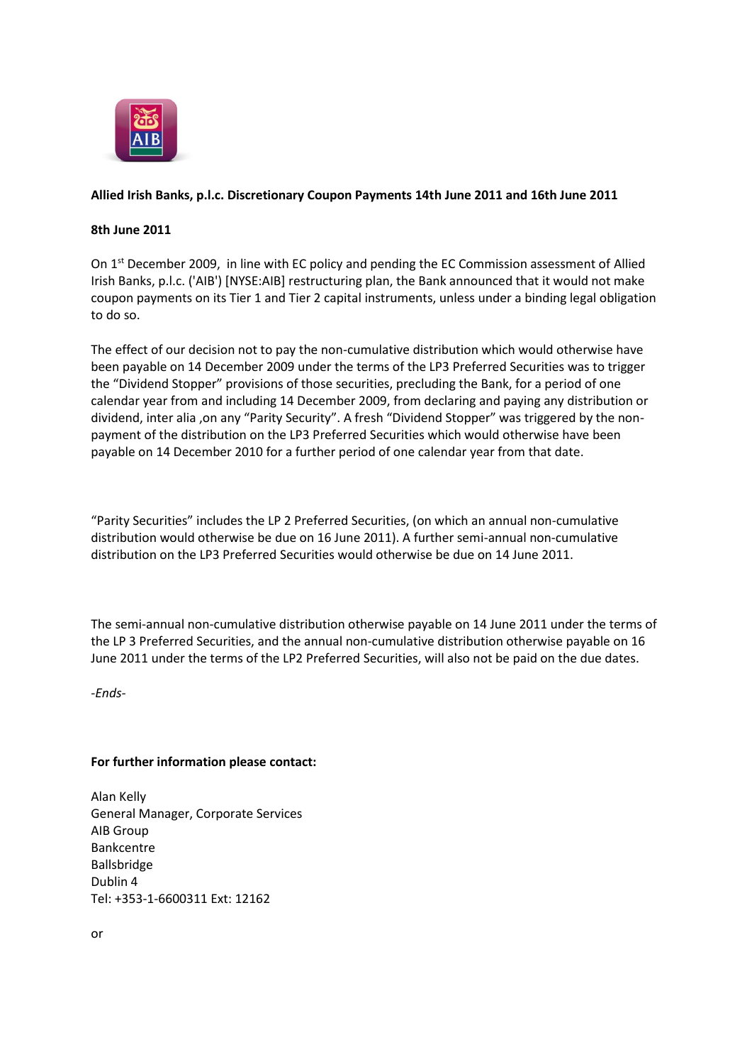**Allied Irish Banks, p.l.c. Discretionary Coupon Payments 14th June 2011 and 16th June 2011**

**8th June 2011**

On 1st December 2009, in line with EC policy and pending the EC Commission assessment of Allied Irish Banks, p.l.c. ('AIB') [NYSE:AIB] restructuring plan, the Bank announced that it would not make coupon payments on its Tier 1 and Tier 2 capital instruments, unless under a binding legal obligation to do so.

The effect of our decision not to pay the non-cumulative distribution which would otherwise have been payable on 14 December 2009 under the terms of the LP3 Preferred Securities was to trigger the "Dividend Stopper" provisions of those securities, precluding the Bank, for a period of one calendar year from and including 14 December 2009, from declaring and paying any distribution or dividend, inter alia ,on any "Parity Security". A fresh "Dividend Stopper" was triggered by the non-payment of the distribution on the LP3 Preferred Securities which would otherwise have been payable on 14 December 2010 for a further period of one calendar year from that date.

"Parity Securities" includes the LP 2 Preferred Securities, (on which an annual non-cumulative distribution would otherwise be due on 16 June 2011). A further semi-annual non-cumulative distribution on the LP3 Preferred Securities would otherwise be due on 14 June 2011.

The semi-annual non-cumulative distribution otherwise payable on 14 June 2011 under the terms of the LP 3 Preferred Securities, and the annual non-cumulative distribution otherwise payable on 16 June 2011 under the terms of the LP2 Preferred Securities, will also not be paid on the due dates.

*-Ends-*

**For further information please contact:**

Alan Kelly
General Manager, Corporate Services
AIB Group
Bankcentre
Ballsbridge
Dublin 4
Tel: +353-1-6600311 Ext: 12162

or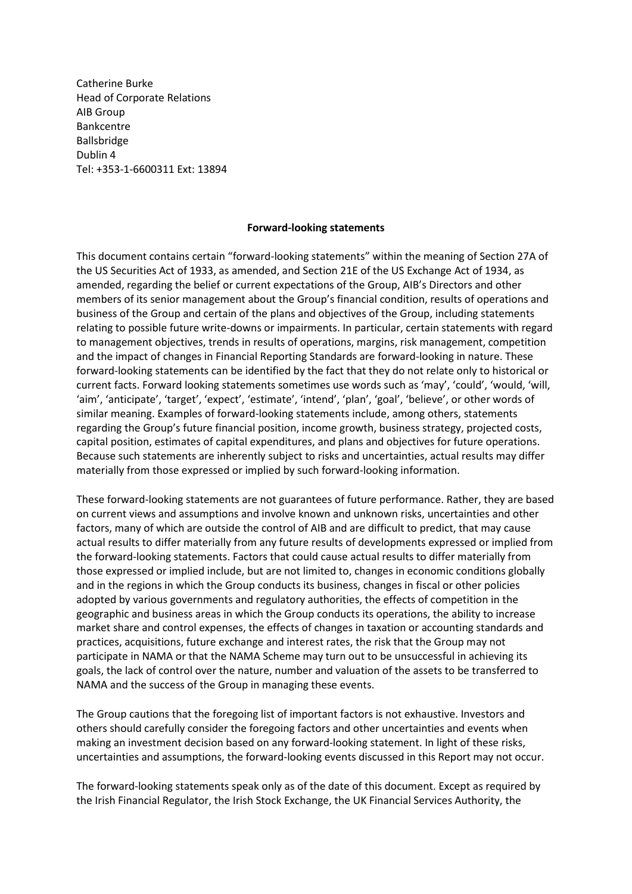Catherine Burke
Head of Corporate Relations
AIB Group
Bankcentre
Ballsbridge
Dublin 4
Tel: +353-1-6600311 Ext: 13894

**Forward-looking statements**

This document contains certain "forward-looking statements" within the meaning of Section 27A of the US Securities Act of 1933, as amended, and Section 21E of the US Exchange Act of 1934, as amended, regarding the belief or current expectations of the Group, AIB's Directors and other members of its senior management about the Group's financial condition, results of operations and business of the Group and certain of the plans and objectives of the Group, including statements relating to possible future write-downs or impairments. In particular, certain statements with regard to management objectives, trends in results of operations, margins, risk management, competition and the impact of changes in Financial Reporting Standards are forward-looking in nature. These forward-looking statements can be identified by the fact that they do not relate only to historical or current facts. Forward looking statements sometimes use words such as 'may', 'could', 'would, 'will, 'aim', 'anticipate', 'target', 'expect', 'estimate', 'intend', 'plan', 'goal', 'believe', or other words of similar meaning. Examples of forward-looking statements include, among others, statements regarding the Group's future financial position, income growth, business strategy, projected costs, capital position, estimates of capital expenditures, and plans and objectives for future operations. Because such statements are inherently subject to risks and uncertainties, actual results may differ materially from those expressed or implied by such forward-looking information.

These forward-looking statements are not guarantees of future performance. Rather, they are based on current views and assumptions and involve known and unknown risks, uncertainties and other factors, many of which are outside the control of AIB and are difficult to predict, that may cause actual results to differ materially from any future results of developments expressed or implied from the forward-looking statements. Factors that could cause actual results to differ materially from those expressed or implied include, but are not limited to, changes in economic conditions globally and in the regions in which the Group conducts its business, changes in fiscal or other policies adopted by various governments and regulatory authorities, the effects of competition in the geographic and business areas in which the Group conducts its operations, the ability to increase market share and control expenses, the effects of changes in taxation or accounting standards and practices, acquisitions, future exchange and interest rates, the risk that the Group may not participate in NAMA or that the NAMA Scheme may turn out to be unsuccessful in achieving its goals, the lack of control over the nature, number and valuation of the assets to be transferred to NAMA and the success of the Group in managing these events.

The Group cautions that the foregoing list of important factors is not exhaustive. Investors and others should carefully consider the foregoing factors and other uncertainties and events when making an investment decision based on any forward-looking statement. In light of these risks, uncertainties and assumptions, the forward-looking events discussed in this Report may not occur.

The forward-looking statements speak only as of the date of this document. Except as required by the Irish Financial Regulator, the Irish Stock Exchange, the UK Financial Services Authority, the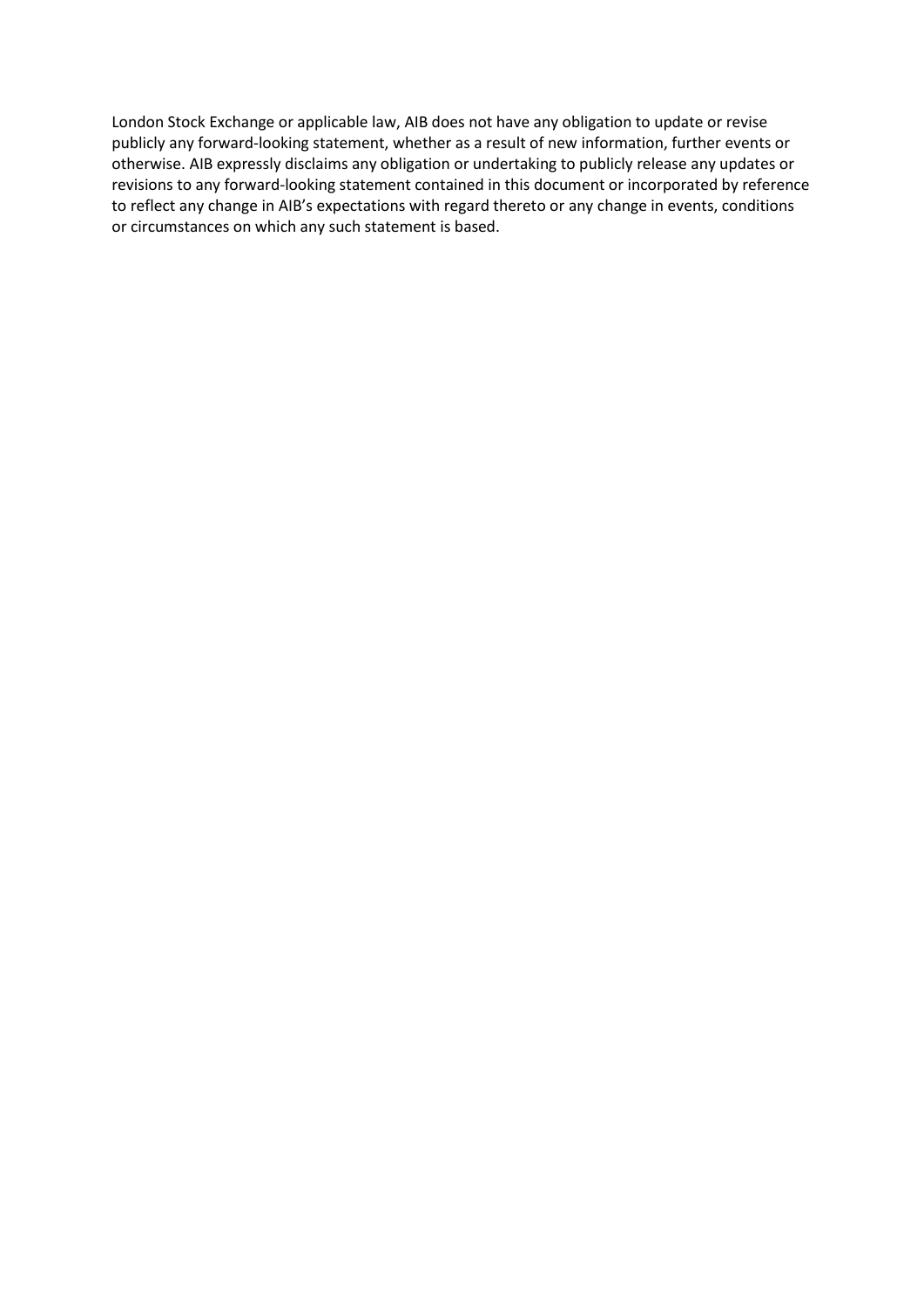London Stock Exchange or applicable law, AIB does not have any obligation to update or revise publicly any forward-looking statement, whether as a result of new information, further events or otherwise. AIB expressly disclaims any obligation or undertaking to publicly release any updates or revisions to any forward-looking statement contained in this document or incorporated by reference to reflect any change in AIB's expectations with regard thereto or any change in events, conditions or circumstances on which any such statement is based.